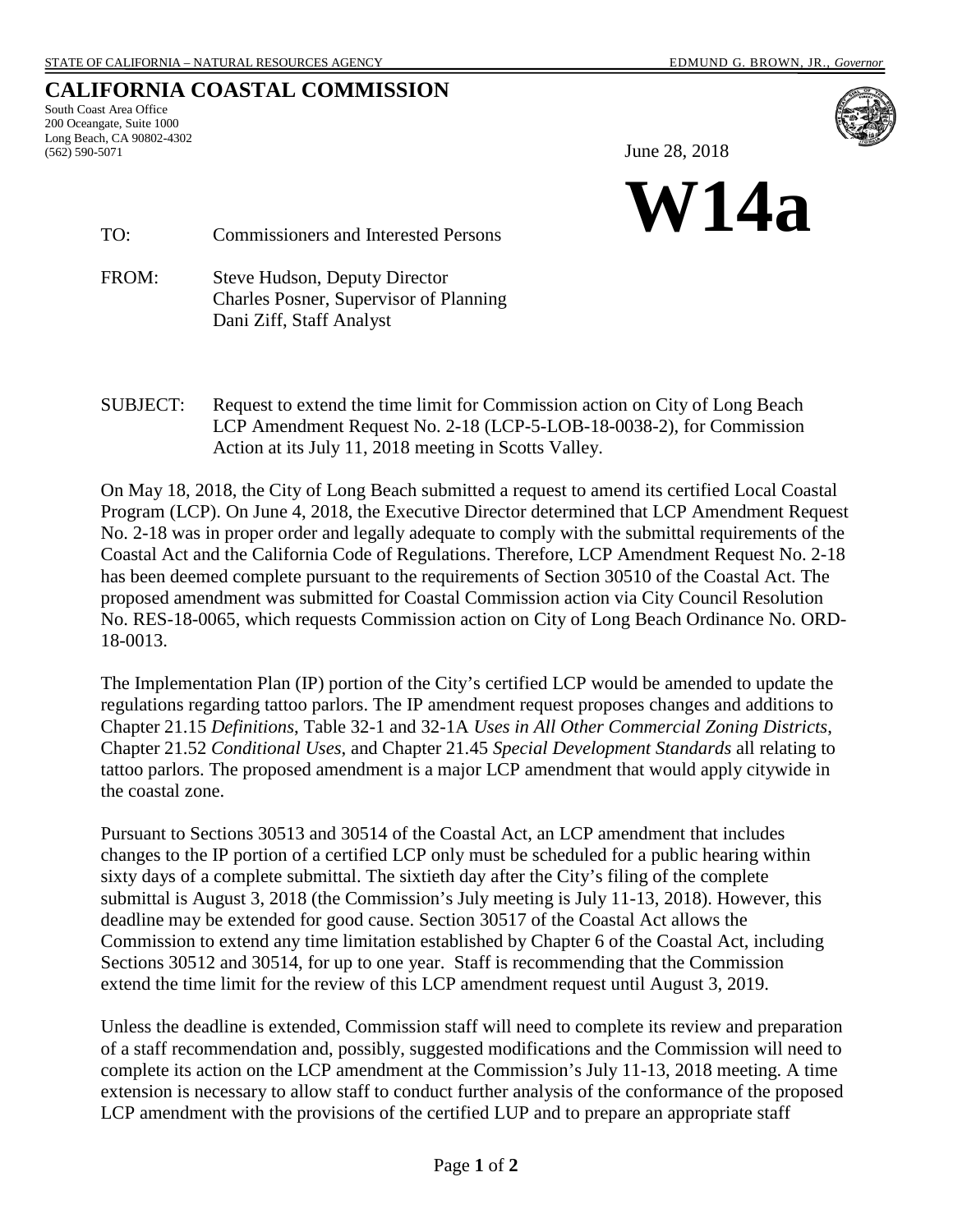STATE OF CALIFORNIA – NATURAL RESOURCES AGENCY EDMUND G. BROWN, JR., *Governor*

# CALIFORNIA COASTAL COMMISSION

South Coast Area Office
200 Oceangate, Suite 1000
Long Beach, CA 90802-4302
(562) 590-5071

June 28, 2018

# W14a

TO: Commissioners and Interested Persons

FROM: Steve Hudson, Deputy Director
Charles Posner, Supervisor of Planning
Dani Ziff, Staff Analyst

SUBJECT: Request to extend the time limit for Commission action on City of Long Beach LCP Amendment Request No. 2-18 (LCP-5-LOB-18-0038-2), for Commission Action at its July 11, 2018 meeting in Scotts Valley.

On May 18, 2018, the City of Long Beach submitted a request to amend its certified Local Coastal Program (LCP). On June 4, 2018, the Executive Director determined that LCP Amendment Request No. 2-18 was in proper order and legally adequate to comply with the submittal requirements of the Coastal Act and the California Code of Regulations. Therefore, LCP Amendment Request No. 2-18 has been deemed complete pursuant to the requirements of Section 30510 of the Coastal Act. The proposed amendment was submitted for Coastal Commission action via City Council Resolution No. RES-18-0065, which requests Commission action on City of Long Beach Ordinance No. ORD-18-0013.

The Implementation Plan (IP) portion of the City's certified LCP would be amended to update the regulations regarding tattoo parlors. The IP amendment request proposes changes and additions to Chapter 21.15 *Definitions*, Table 32-1 and 32-1A *Uses in All Other Commercial Zoning Districts*, Chapter 21.52 *Conditional Uses*, and Chapter 21.45 *Special Development Standards* all relating to tattoo parlors. The proposed amendment is a major LCP amendment that would apply citywide in the coastal zone.

Pursuant to Sections 30513 and 30514 of the Coastal Act, an LCP amendment that includes changes to the IP portion of a certified LCP only must be scheduled for a public hearing within sixty days of a complete submittal. The sixtieth day after the City's filing of the complete submittal is August 3, 2018 (the Commission's July meeting is July 11-13, 2018). However, this deadline may be extended for good cause. Section 30517 of the Coastal Act allows the Commission to extend any time limitation established by Chapter 6 of the Coastal Act, including Sections 30512 and 30514, for up to one year. Staff is recommending that the Commission extend the time limit for the review of this LCP amendment request until August 3, 2019.

Unless the deadline is extended, Commission staff will need to complete its review and preparation of a staff recommendation and, possibly, suggested modifications and the Commission will need to complete its action on the LCP amendment at the Commission's July 11-13, 2018 meeting. A time extension is necessary to allow staff to conduct further analysis of the conformance of the proposed LCP amendment with the provisions of the certified LUP and to prepare an appropriate staff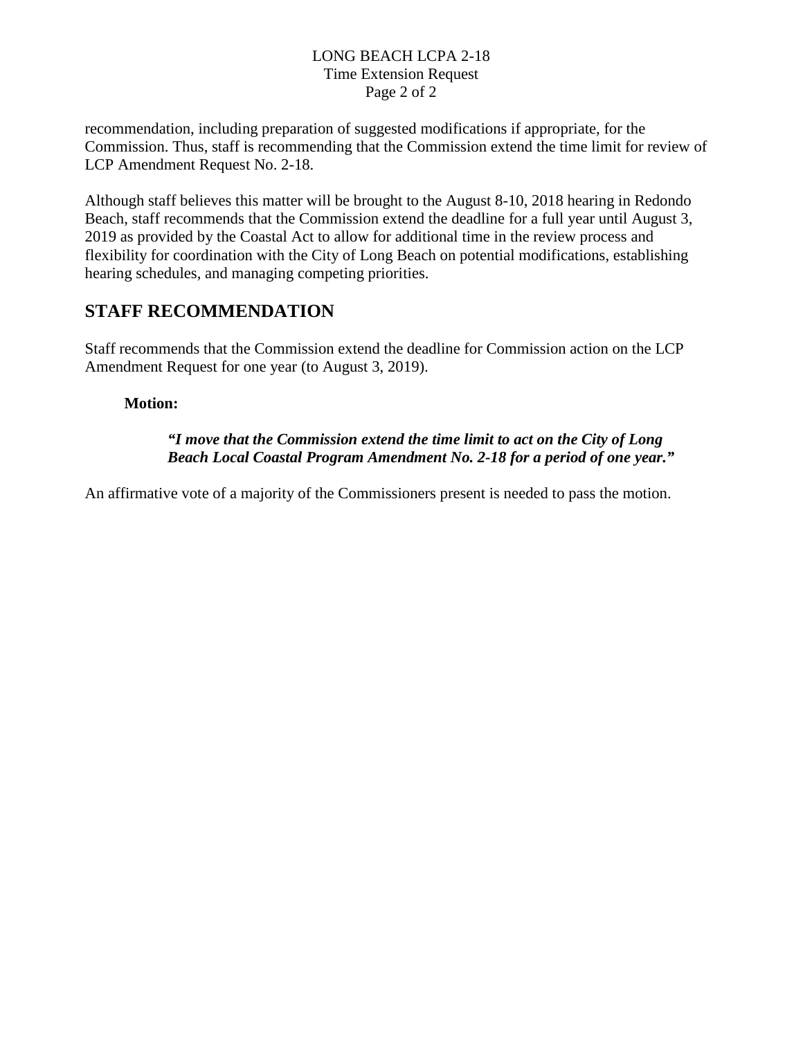recommendation, including preparation of suggested modifications if appropriate, for the Commission. Thus, staff is recommending that the Commission extend the time limit for review of LCP Amendment Request No. 2-18.

Although staff believes this matter will be brought to the August 8-10, 2018 hearing in Redondo Beach, staff recommends that the Commission extend the deadline for a full year until August 3, 2019 as provided by the Coastal Act to allow for additional time in the review process and flexibility for coordination with the City of Long Beach on potential modifications, establishing hearing schedules, and managing competing priorities.

## STAFF RECOMMENDATION

Staff recommends that the Commission extend the deadline for Commission action on the LCP Amendment Request for one year (to August 3, 2019).

**Motion:**

> ***"I move that the Commission extend the time limit to act on the City of Long Beach Local Coastal Program Amendment No. 2-18 for a period of one year."***

An affirmative vote of a majority of the Commissioners present is needed to pass the motion.